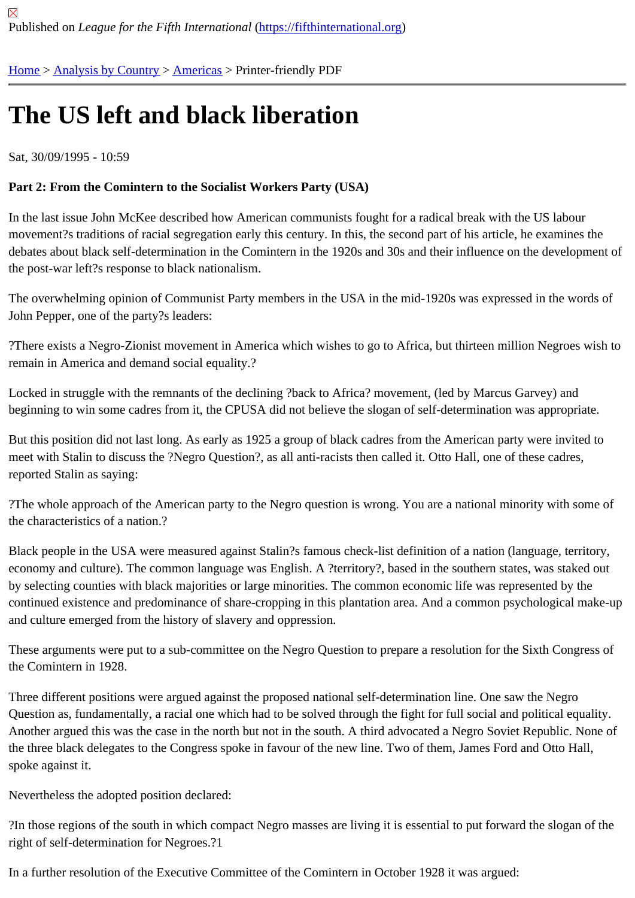Published on *League for the Fifth International* (https://fifthinternational.org)

Home > Analysis by Country > Americas > Printer-friendly PDF

# The US left and black liberation

Sat, 30/09/1995 - 10:59

**Part 2: From the Comintern to the Socialist Workers Party (USA)**

In the last issue John McKee described how American communists fought for a radical break with the US labour movement?s traditions of racial segregation early this century. In this, the second part of his article, he examines the debates about black self-determination in the Comintern in the 1920s and 30s and their influence on the development of the post-war left?s response to black nationalism.

The overwhelming opinion of Communist Party members in the USA in the mid-1920s was expressed in the words of John Pepper, one of the party?s leaders:

?There exists a Negro-Zionist movement in America which wishes to go to Africa, but thirteen million Negroes wish to remain in America and demand social equality.?

Locked in struggle with the remnants of the declining ?back to Africa? movement, (led by Marcus Garvey) and beginning to win some cadres from it, the CPUSA did not believe the slogan of self-determination was appropriate.

But this position did not last long. As early as 1925 a group of black cadres from the American party were invited to meet with Stalin to discuss the ?Negro Question?, as all anti-racists then called it. Otto Hall, one of these cadres, reported Stalin as saying:

?The whole approach of the American party to the Negro question is wrong. You are a national minority with some of the characteristics of a nation.?

Black people in the USA were measured against Stalin?s famous check-list definition of a nation (language, territory, economy and culture). The common language was English. A ?territory?, based in the southern states, was staked out by selecting counties with black majorities or large minorities. The common economic life was represented by the continued existence and predominance of share-cropping in this plantation area. And a common psychological make-up and culture emerged from the history of slavery and oppression.

These arguments were put to a sub-committee on the Negro Question to prepare a resolution for the Sixth Congress of the Comintern in 1928.

Three different positions were argued against the proposed national self-determination line. One saw the Negro Question as, fundamentally, a racial one which had to be solved through the fight for full social and political equality. Another argued this was the case in the north but not in the south. A third advocated a Negro Soviet Republic. None of the three black delegates to the Congress spoke in favour of the new line. Two of them, James Ford and Otto Hall, spoke against it.

Nevertheless the adopted position declared:

?In those regions of the south in which compact Negro masses are living it is essential to put forward the slogan of the right of self-determination for Negroes.?1

In a further resolution of the Executive Committee of the Comintern in October 1928 it was argued: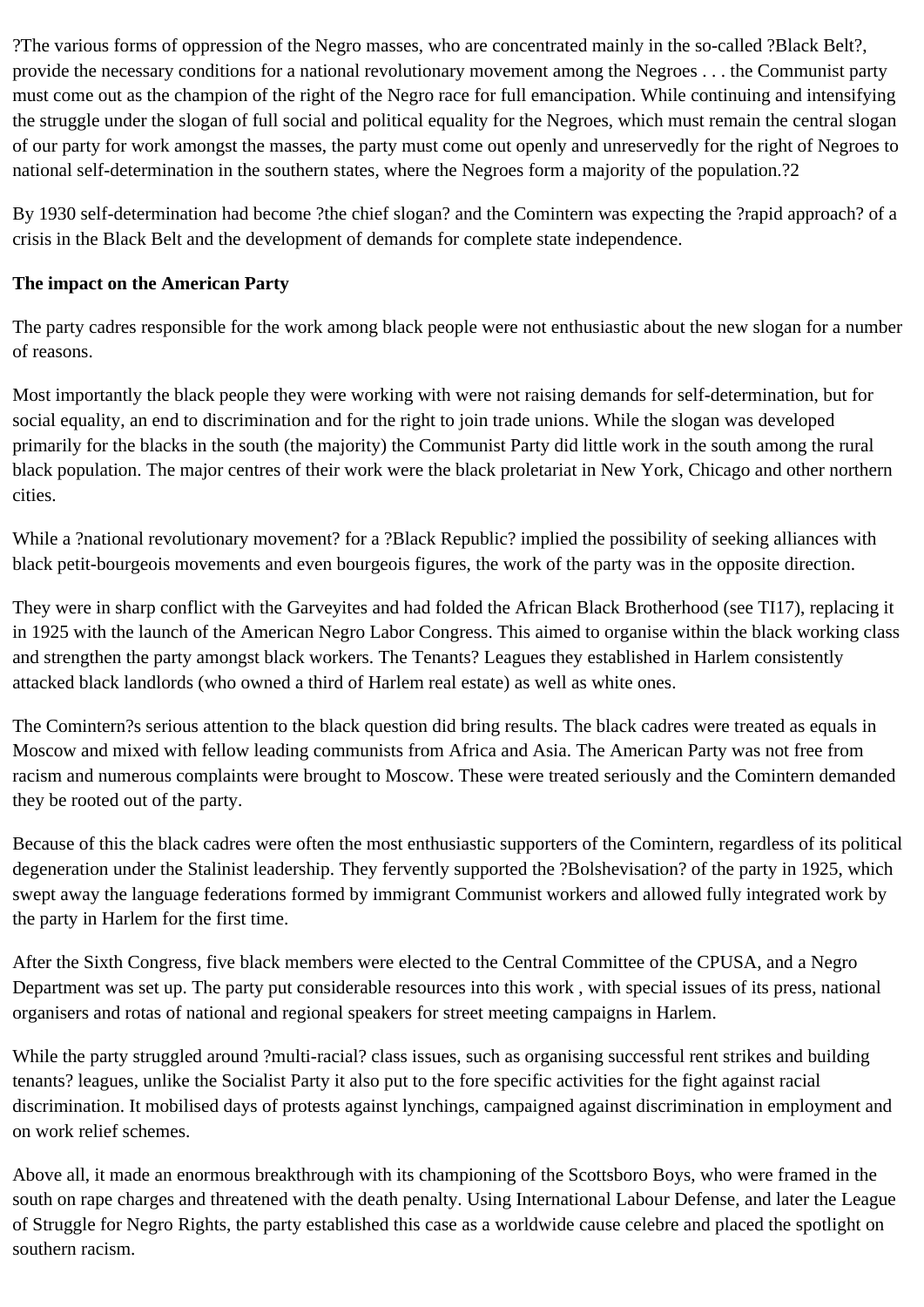?The various forms of oppression of the Negro masses, who are concentrated mainly in the so-called ?Black Belt?, provide the necessary conditions for a national revolutionary movement among the Negroes . . . the Communist party must come out as the champion of the right of the Negro race for full emancipation. While continuing and intensifying the struggle under the slogan of full social and political equality for the Negroes, which must remain the central slogan of our party for work amongst the masses, the party must come out openly and unreservedly for the right of Negroes to national self-determination in the southern states, where the Negroes form a majority of the population.?2

By 1930 self-determination had become ?the chief slogan? and the Comintern was expecting the ?rapid approach? of a crisis in the Black Belt and the development of demands for complete state independence.

**The impact on the American Party**

The party cadres responsible for the work among black people were not enthusiastic about the new slogan for a number of reasons.

Most importantly the black people they were working with were not raising demands for self-determination, but for social equality, an end to discrimination and for the right to join trade unions. While the slogan was developed primarily for the blacks in the south (the majority) the Communist Party did little work in the south among the rural black population. The major centres of their work were the black proletariat in New York, Chicago and other northern cities.

While a ?national revolutionary movement? for a ?Black Republic? implied the possibility of seeking alliances with black petit-bourgeois movements and even bourgeois figures, the work of the party was in the opposite direction.

They were in sharp conflict with the Garveyites and had folded the African Black Brotherhood (see TI17), replacing it in 1925 with the launch of the American Negro Labor Congress. This aimed to organise within the black working class and strengthen the party amongst black workers. The Tenants? Leagues they established in Harlem consistently attacked black landlords (who owned a third of Harlem real estate) as well as white ones.

The Comintern?s serious attention to the black question did bring results. The black cadres were treated as equals in Moscow and mixed with fellow leading communists from Africa and Asia. The American Party was not free from racism and numerous complaints were brought to Moscow. These were treated seriously and the Comintern demanded they be rooted out of the party.

Because of this the black cadres were often the most enthusiastic supporters of the Comintern, regardless of its political degeneration under the Stalinist leadership. They fervently supported the ?Bolshevisation? of the party in 1925, which swept away the language federations formed by immigrant Communist workers and allowed fully integrated work by the party in Harlem for the first time.

After the Sixth Congress, five black members were elected to the Central Committee of the CPUSA, and a Negro Department was set up. The party put considerable resources into this work , with special issues of its press, national organisers and rotas of national and regional speakers for street meeting campaigns in Harlem.

While the party struggled around ?multi-racial? class issues, such as organising successful rent strikes and building tenants? leagues, unlike the Socialist Party it also put to the fore specific activities for the fight against racial discrimination. It mobilised days of protests against lynchings, campaigned against discrimination in employment and on work relief schemes.

Above all, it made an enormous breakthrough with its championing of the Scottsboro Boys, who were framed in the south on rape charges and threatened with the death penalty. Using International Labour Defense, and later the League of Struggle for Negro Rights, the party established this case as a worldwide cause celebre and placed the spotlight on southern racism.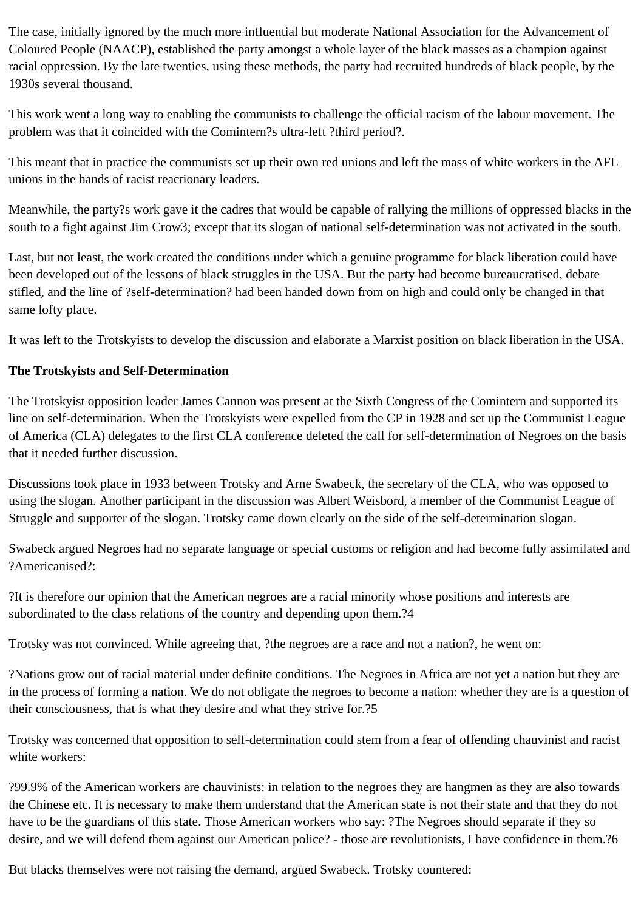The case, initially ignored by the much more influential but moderate National Association for the Advancement of Coloured People (NAACP), established the party amongst a whole layer of the black masses as a champion against racial oppression. By the late twenties, using these methods, the party had recruited hundreds of black people, by the 1930s several thousand.

This work went a long way to enabling the communists to challenge the official racism of the labour movement. The problem was that it coincided with the Comintern?s ultra-left ?third period?.

This meant that in practice the communists set up their own red unions and left the mass of white workers in the AFL unions in the hands of racist reactionary leaders.

Meanwhile, the party?s work gave it the cadres that would be capable of rallying the millions of oppressed blacks in the south to a fight against Jim Crow[3]; except that its slogan of national self-determination was not activated in the south.

Last, but not least, the work created the conditions under which a genuine programme for black liberation could have been developed out of the lessons of black struggles in the USA. But the party had become bureaucratised, debate stifled, and the line of ?self-determination? had been handed down from on high and could only be changed in that same lofty place.

It was left to the Trotskyists to develop the discussion and elaborate a Marxist position on black liberation in the USA.

**The Trotskyists and Self-Determination**

The Trotskyist opposition leader James Cannon was present at the Sixth Congress of the Comintern and supported its line on self-determination. When the Trotskyists were expelled from the CP in 1928 and set up the Communist League of America (CLA) delegates to the first CLA conference deleted the call for self-determination of Negroes on the basis that it needed further discussion.

Discussions took place in 1933 between Trotsky and Arne Swabeck, the secretary of the CLA, who was opposed to using the slogan. Another participant in the discussion was Albert Weisbord, a member of the Communist League of Struggle and supporter of the slogan. Trotsky came down clearly on the side of the self-determination slogan.

Swabeck argued Negroes had no separate language or special customs or religion and had become fully assimilated and ?Americanised?:

?It is therefore our opinion that the American negroes are a racial minority whose positions and interests are subordinated to the class relations of the country and depending upon them.?[4]

Trotsky was not convinced. While agreeing that, ?the negroes are a race and not a nation?, he went on:

?Nations grow out of racial material under definite conditions. The Negroes in Africa are not yet a nation but they are in the process of forming a nation. We do not obligate the negroes to become a nation: whether they are is a question of their consciousness, that is what they desire and what they strive for.?[5]

Trotsky was concerned that opposition to self-determination could stem from a fear of offending chauvinist and racist white workers:

?99.9% of the American workers are chauvinists: in relation to the negroes they are hangmen as they are also towards the Chinese etc. It is necessary to make them understand that the American state is not their state and that they do not have to be the guardians of this state. Those American workers who say: ?The Negroes should separate if they so desire, and we will defend them against our American police? - those are revolutionists, I have confidence in them.?[6]

But blacks themselves were not raising the demand, argued Swabeck. Trotsky countered: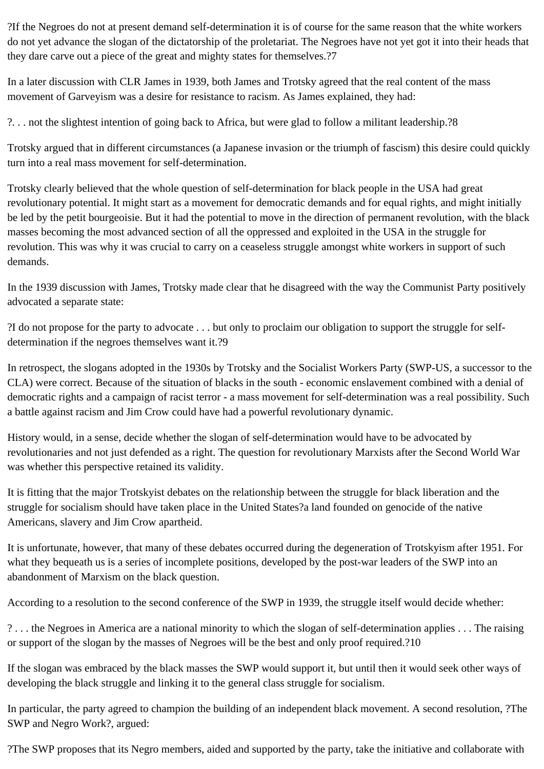?If the Negroes do not at present demand self-determination it is of course for the same reason that the white workers do not yet advance the slogan of the dictatorship of the proletariat. The Negroes have not yet got it into their heads that they dare carve out a piece of the great and mighty states for themselves.?7

In a later discussion with CLR James in 1939, both James and Trotsky agreed that the real content of the mass movement of Garveyism was a desire for resistance to racism. As James explained, they had:

?. . . not the slightest intention of going back to Africa, but were glad to follow a militant leadership.?8

Trotsky argued that in different circumstances (a Japanese invasion or the triumph of fascism) this desire could quickly turn into a real mass movement for self-determination.

Trotsky clearly believed that the whole question of self-determination for black people in the USA had great revolutionary potential. It might start as a movement for democratic demands and for equal rights, and might initially be led by the petit bourgeoisie. But it had the potential to move in the direction of permanent revolution, with the black masses becoming the most advanced section of all the oppressed and exploited in the USA in the struggle for revolution. This was why it was crucial to carry on a ceaseless struggle amongst white workers in support of such demands.

In the 1939 discussion with James, Trotsky made clear that he disagreed with the way the Communist Party positively advocated a separate state:

?I do not propose for the party to advocate . . . but only to proclaim our obligation to support the struggle for self-determination if the negroes themselves want it.?9

In retrospect, the slogans adopted in the 1930s by Trotsky and the Socialist Workers Party (SWP-US, a successor to the CLA) were correct. Because of the situation of blacks in the south - economic enslavement combined with a denial of democratic rights and a campaign of racist terror - a mass movement for self-determination was a real possibility. Such a battle against racism and Jim Crow could have had a powerful revolutionary dynamic.

History would, in a sense, decide whether the slogan of self-determination would have to be advocated by revolutionaries and not just defended as a right. The question for revolutionary Marxists after the Second World War was whether this perspective retained its validity.

It is fitting that the major Trotskyist debates on the relationship between the struggle for black liberation and the struggle for socialism should have taken place in the United States?a land founded on genocide of the native Americans, slavery and Jim Crow apartheid.

It is unfortunate, however, that many of these debates occurred during the degeneration of Trotskyism after 1951. For what they bequeath us is a series of incomplete positions, developed by the post-war leaders of the SWP into an abandonment of Marxism on the black question.

According to a resolution to the second conference of the SWP in 1939, the struggle itself would decide whether:

? . . . the Negroes in America are a national minority to which the slogan of self-determination applies . . . The raising or support of the slogan by the masses of Negroes will be the best and only proof required.?10

If the slogan was embraced by the black masses the SWP would support it, but until then it would seek other ways of developing the black struggle and linking it to the general class struggle for socialism.

In particular, the party agreed to champion the building of an independent black movement. A second resolution, ?The SWP and Negro Work?, argued:

?The SWP proposes that its Negro members, aided and supported by the party, take the initiative and collaborate with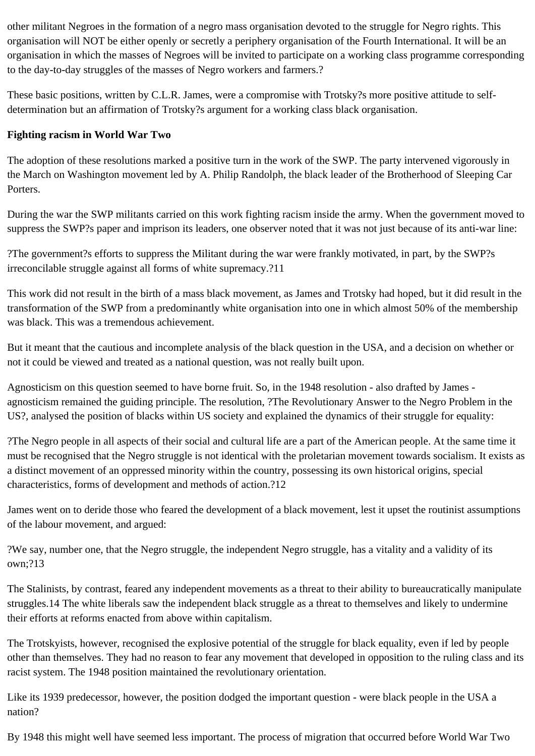other militant Negroes in the formation of a negro mass organisation devoted to the struggle for Negro rights. This organisation will NOT be either openly or secretly a periphery organisation of the Fourth International. It will be an organisation in which the masses of Negroes will be invited to participate on a working class programme corresponding to the day-to-day struggles of the masses of Negro workers and farmers.?

These basic positions, written by C.L.R. James, were a compromise with Trotsky?s more positive attitude to self-determination but an affirmation of Trotsky?s argument for a working class black organisation.

**Fighting racism in World War Two**

The adoption of these resolutions marked a positive turn in the work of the SWP. The party intervened vigorously in the March on Washington movement led by A. Philip Randolph, the black leader of the Brotherhood of Sleeping Car Porters.

During the war the SWP militants carried on this work fighting racism inside the army. When the government moved to suppress the SWP?s paper and imprison its leaders, one observer noted that it was not just because of its anti-war line:

?The government?s efforts to suppress the Militant during the war were frankly motivated, in part, by the SWP?s irreconcilable struggle against all forms of white supremacy.?11

This work did not result in the birth of a mass black movement, as James and Trotsky had hoped, but it did result in the transformation of the SWP from a predominantly white organisation into one in which almost 50% of the membership was black. This was a tremendous achievement.

But it meant that the cautious and incomplete analysis of the black question in the USA, and a decision on whether or not it could be viewed and treated as a national question, was not really built upon.

Agnosticism on this question seemed to have borne fruit. So, in the 1948 resolution - also drafted by James - agnosticism remained the guiding principle. The resolution, ?The Revolutionary Answer to the Negro Problem in the US?, analysed the position of blacks within US society and explained the dynamics of their struggle for equality:

?The Negro people in all aspects of their social and cultural life are a part of the American people. At the same time it must be recognised that the Negro struggle is not identical with the proletarian movement towards socialism. It exists as a distinct movement of an oppressed minority within the country, possessing its own historical origins, special characteristics, forms of development and methods of action.?12

James went on to deride those who feared the development of a black movement, lest it upset the routinist assumptions of the labour movement, and argued:

?We say, number one, that the Negro struggle, the independent Negro struggle, has a vitality and a validity of its own;?13

The Stalinists, by contrast, feared any independent movements as a threat to their ability to bureaucratically manipulate struggles.14 The white liberals saw the independent black struggle as a threat to themselves and likely to undermine their efforts at reforms enacted from above within capitalism.

The Trotskyists, however, recognised the explosive potential of the struggle for black equality, even if led by people other than themselves. They had no reason to fear any movement that developed in opposition to the ruling class and its racist system. The 1948 position maintained the revolutionary orientation.

Like its 1939 predecessor, however, the position dodged the important question - were black people in the USA a nation?

By 1948 this might well have seemed less important. The process of migration that occurred before World War Two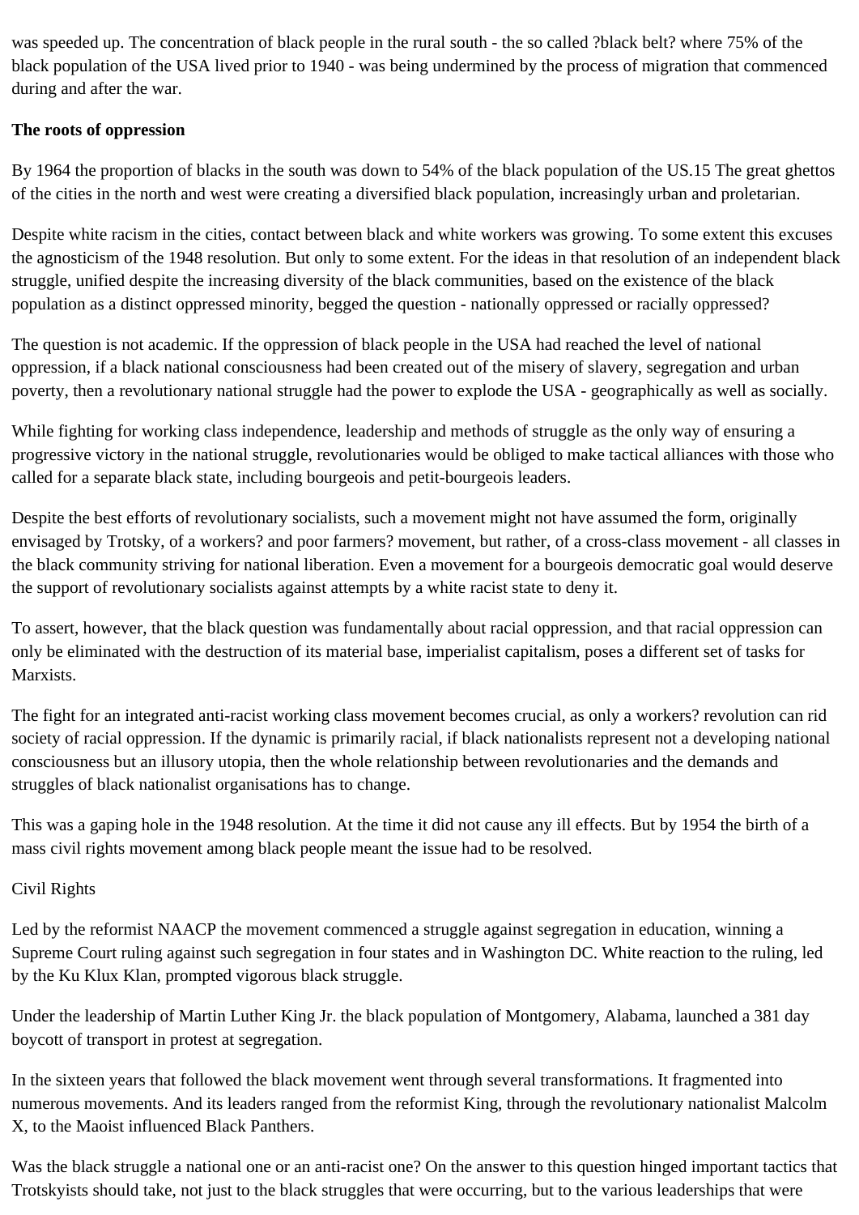was speeded up. The concentration of black people in the rural south - the so called ?black belt? where 75% of the black population of the USA lived prior to 1940 - was being undermined by the process of migration that commenced during and after the war.

**The roots of oppression**

By 1964 the proportion of blacks in the south was down to 54% of the black population of the US.15 The great ghettos of the cities in the north and west were creating a diversified black population, increasingly urban and proletarian.

Despite white racism in the cities, contact between black and white workers was growing. To some extent this excuses the agnosticism of the 1948 resolution. But only to some extent. For the ideas in that resolution of an independent black struggle, unified despite the increasing diversity of the black communities, based on the existence of the black population as a distinct oppressed minority, begged the question - nationally oppressed or racially oppressed?

The question is not academic. If the oppression of black people in the USA had reached the level of national oppression, if a black national consciousness had been created out of the misery of slavery, segregation and urban poverty, then a revolutionary national struggle had the power to explode the USA - geographically as well as socially.

While fighting for working class independence, leadership and methods of struggle as the only way of ensuring a progressive victory in the national struggle, revolutionaries would be obliged to make tactical alliances with those who called for a separate black state, including bourgeois and petit-bourgeois leaders.

Despite the best efforts of revolutionary socialists, such a movement might not have assumed the form, originally envisaged by Trotsky, of a workers? and poor farmers? movement, but rather, of a cross-class movement - all classes in the black community striving for national liberation. Even a movement for a bourgeois democratic goal would deserve the support of revolutionary socialists against attempts by a white racist state to deny it.

To assert, however, that the black question was fundamentally about racial oppression, and that racial oppression can only be eliminated with the destruction of its material base, imperialist capitalism, poses a different set of tasks for Marxists.

The fight for an integrated anti-racist working class movement becomes crucial, as only a workers? revolution can rid society of racial oppression. If the dynamic is primarily racial, if black nationalists represent not a developing national consciousness but an illusory utopia, then the whole relationship between revolutionaries and the demands and struggles of black nationalist organisations has to change.

This was a gaping hole in the 1948 resolution. At the time it did not cause any ill effects. But by 1954 the birth of a mass civil rights movement among black people meant the issue had to be resolved.

Civil Rights

Led by the reformist NAACP the movement commenced a struggle against segregation in education, winning a Supreme Court ruling against such segregation in four states and in Washington DC. White reaction to the ruling, led by the Ku Klux Klan, prompted vigorous black struggle.

Under the leadership of Martin Luther King Jr. the black population of Montgomery, Alabama, launched a 381 day boycott of transport in protest at segregation.

In the sixteen years that followed the black movement went through several transformations. It fragmented into numerous movements. And its leaders ranged from the reformist King, through the revolutionary nationalist Malcolm X, to the Maoist influenced Black Panthers.

Was the black struggle a national one or an anti-racist one? On the answer to this question hinged important tactics that Trotskyists should take, not just to the black struggles that were occurring, but to the various leaderships that were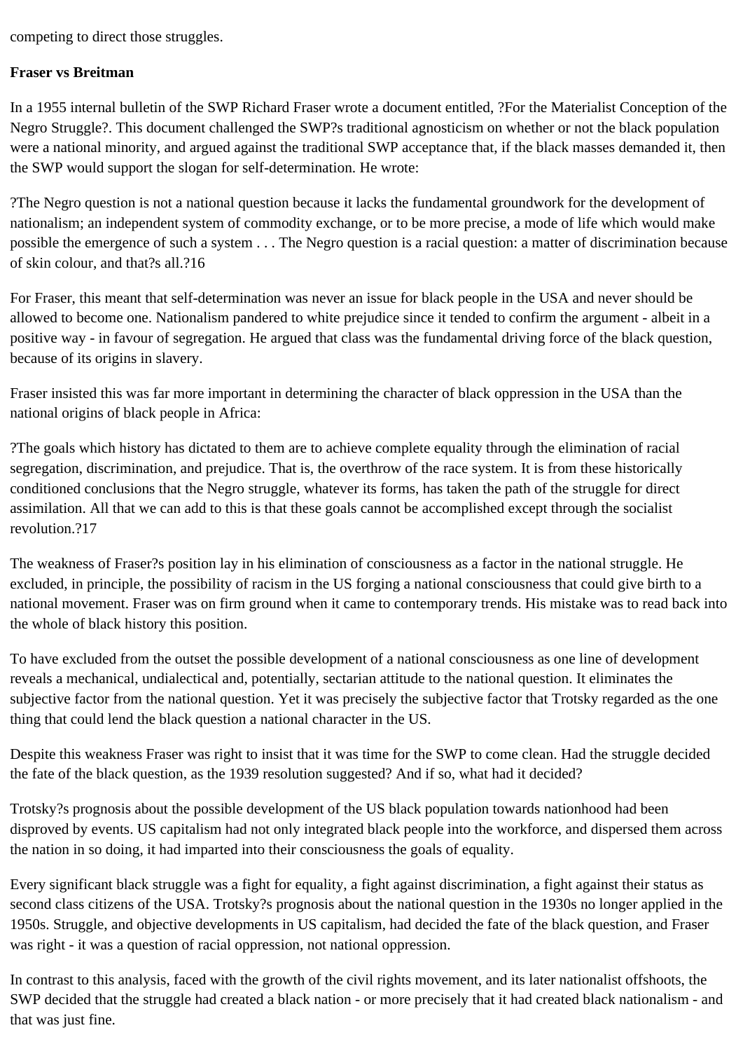competing to direct those struggles.

**Fraser vs Breitman**

In a 1955 internal bulletin of the SWP Richard Fraser wrote a document entitled, ?For the Materialist Conception of the Negro Struggle?. This document challenged the SWP?s traditional agnosticism on whether or not the black population were a national minority, and argued against the traditional SWP acceptance that, if the black masses demanded it, then the SWP would support the slogan for self-determination. He wrote:

?The Negro question is not a national question because it lacks the fundamental groundwork for the development of nationalism; an independent system of commodity exchange, or to be more precise, a mode of life which would make possible the emergence of such a system . . . The Negro question is a racial question: a matter of discrimination because of skin colour, and that?s all.?16

For Fraser, this meant that self-determination was never an issue for black people in the USA and never should be allowed to become one. Nationalism pandered to white prejudice since it tended to confirm the argument - albeit in a positive way - in favour of segregation. He argued that class was the fundamental driving force of the black question, because of its origins in slavery.

Fraser insisted this was far more important in determining the character of black oppression in the USA than the national origins of black people in Africa:

?The goals which history has dictated to them are to achieve complete equality through the elimination of racial segregation, discrimination, and prejudice. That is, the overthrow of the race system. It is from these historically conditioned conclusions that the Negro struggle, whatever its forms, has taken the path of the struggle for direct assimilation. All that we can add to this is that these goals cannot be accomplished except through the socialist revolution.?17

The weakness of Fraser?s position lay in his elimination of consciousness as a factor in the national struggle. He excluded, in principle, the possibility of racism in the US forging a national consciousness that could give birth to a national movement. Fraser was on firm ground when it came to contemporary trends. His mistake was to read back into the whole of black history this position.

To have excluded from the outset the possible development of a national consciousness as one line of development reveals a mechanical, undialectical and, potentially, sectarian attitude to the national question. It eliminates the subjective factor from the national question. Yet it was precisely the subjective factor that Trotsky regarded as the one thing that could lend the black question a national character in the US.

Despite this weakness Fraser was right to insist that it was time for the SWP to come clean. Had the struggle decided the fate of the black question, as the 1939 resolution suggested? And if so, what had it decided?

Trotsky?s prognosis about the possible development of the US black population towards nationhood had been disproved by events. US capitalism had not only integrated black people into the workforce, and dispersed them across the nation in so doing, it had imparted into their consciousness the goals of equality.

Every significant black struggle was a fight for equality, a fight against discrimination, a fight against their status as second class citizens of the USA. Trotsky?s prognosis about the national question in the 1930s no longer applied in the 1950s. Struggle, and objective developments in US capitalism, had decided the fate of the black question, and Fraser was right - it was a question of racial oppression, not national oppression.

In contrast to this analysis, faced with the growth of the civil rights movement, and its later nationalist offshoots, the SWP decided that the struggle had created a black nation - or more precisely that it had created black nationalism - and that was just fine.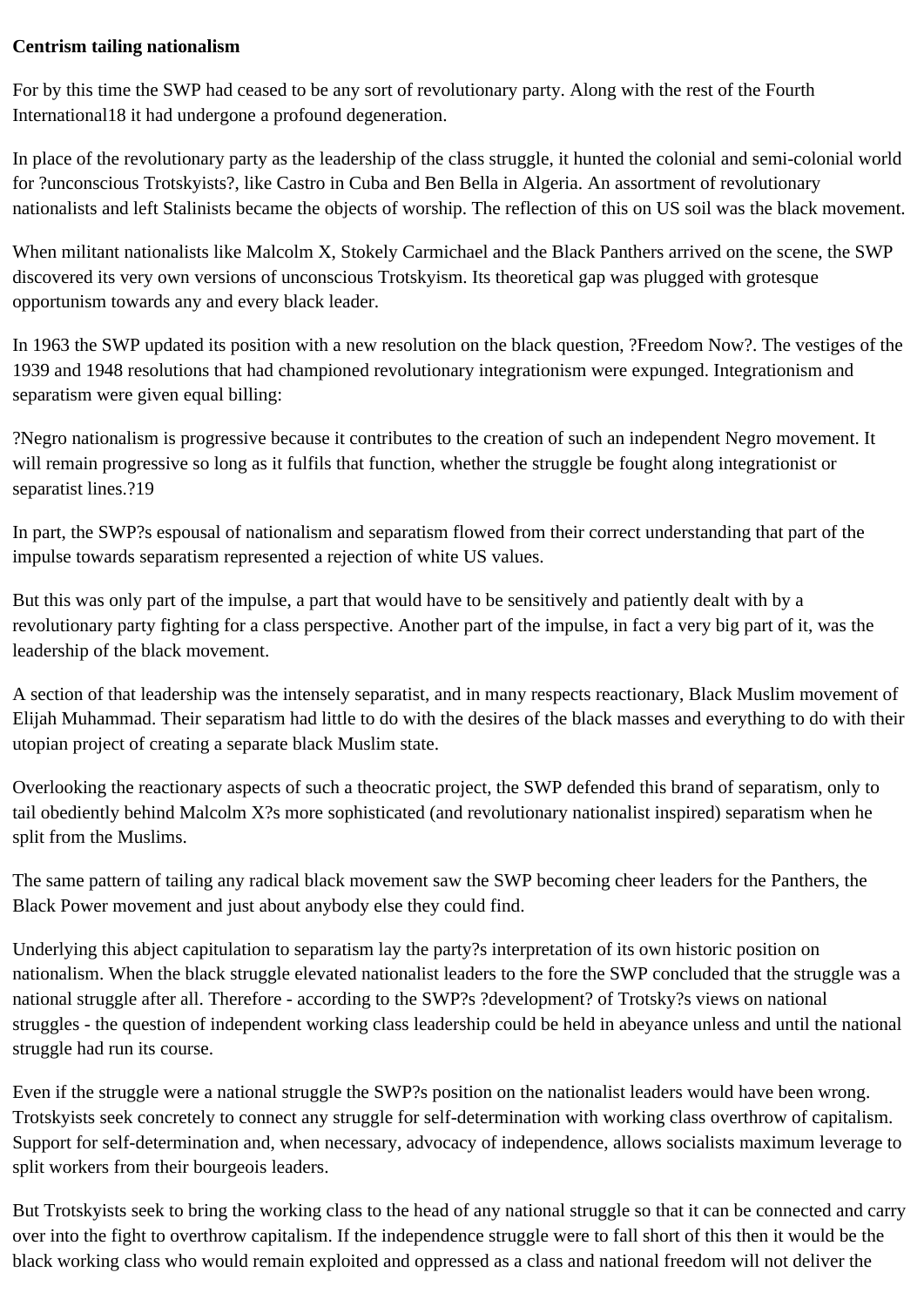**Centrism tailing nationalism**

For by this time the SWP had ceased to be any sort of revolutionary party. Along with the rest of the Fourth International[18] it had undergone a profound degeneration.

In place of the revolutionary party as the leadership of the class struggle, it hunted the colonial and semi-colonial world for ?unconscious Trotskyists?, like Castro in Cuba and Ben Bella in Algeria. An assortment of revolutionary nationalists and left Stalinists became the objects of worship. The reflection of this on US soil was the black movement.

When militant nationalists like Malcolm X, Stokely Carmichael and the Black Panthers arrived on the scene, the SWP discovered its very own versions of unconscious Trotskyism. Its theoretical gap was plugged with grotesque opportunism towards any and every black leader.

In 1963 the SWP updated its position with a new resolution on the black question, ?Freedom Now?. The vestiges of the 1939 and 1948 resolutions that had championed revolutionary integrationism were expunged. Integrationism and separatism were given equal billing:

?Negro nationalism is progressive because it contributes to the creation of such an independent Negro movement. It will remain progressive so long as it fulfils that function, whether the struggle be fought along integrationist or separatist lines.?[19]

In part, the SWP?s espousal of nationalism and separatism flowed from their correct understanding that part of the impulse towards separatism represented a rejection of white US values.

But this was only part of the impulse, a part that would have to be sensitively and patiently dealt with by a revolutionary party fighting for a class perspective. Another part of the impulse, in fact a very big part of it, was the leadership of the black movement.

A section of that leadership was the intensely separatist, and in many respects reactionary, Black Muslim movement of Elijah Muhammad. Their separatism had little to do with the desires of the black masses and everything to do with their utopian project of creating a separate black Muslim state.

Overlooking the reactionary aspects of such a theocratic project, the SWP defended this brand of separatism, only to tail obediently behind Malcolm X?s more sophisticated (and revolutionary nationalist inspired) separatism when he split from the Muslims.

The same pattern of tailing any radical black movement saw the SWP becoming cheer leaders for the Panthers, the Black Power movement and just about anybody else they could find.

Underlying this abject capitulation to separatism lay the party?s interpretation of its own historic position on nationalism. When the black struggle elevated nationalist leaders to the fore the SWP concluded that the struggle was a national struggle after all. Therefore - according to the SWP?s ?development? of Trotsky?s views on national struggles - the question of independent working class leadership could be held in abeyance unless and until the national struggle had run its course.

Even if the struggle were a national struggle the SWP?s position on the nationalist leaders would have been wrong. Trotskyists seek concretely to connect any struggle for self-determination with working class overthrow of capitalism. Support for self-determination and, when necessary, advocacy of independence, allows socialists maximum leverage to split workers from their bourgeois leaders.

But Trotskyists seek to bring the working class to the head of any national struggle so that it can be connected and carry over into the fight to overthrow capitalism. If the independence struggle were to fall short of this then it would be the black working class who would remain exploited and oppressed as a class and national freedom will not deliver the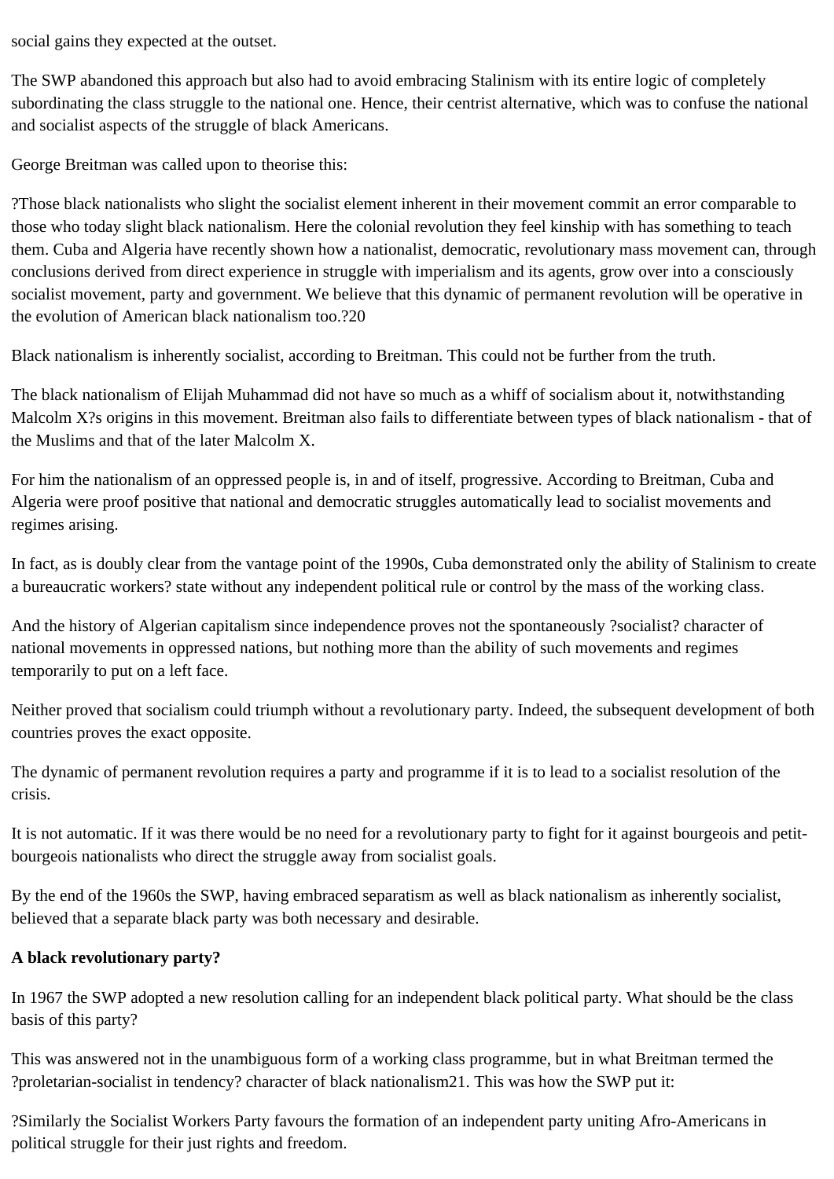social gains they expected at the outset.

The SWP abandoned this approach but also had to avoid embracing Stalinism with its entire logic of completely subordinating the class struggle to the national one. Hence, their centrist alternative, which was to confuse the national and socialist aspects of the struggle of black Americans.

George Breitman was called upon to theorise this:

?Those black nationalists who slight the socialist element inherent in their movement commit an error comparable to those who today slight black nationalism. Here the colonial revolution they feel kinship with has something to teach them. Cuba and Algeria have recently shown how a nationalist, democratic, revolutionary mass movement can, through conclusions derived from direct experience in struggle with imperialism and its agents, grow over into a consciously socialist movement, party and government. We believe that this dynamic of permanent revolution will be operative in the evolution of American black nationalism too.?20

Black nationalism is inherently socialist, according to Breitman. This could not be further from the truth.

The black nationalism of Elijah Muhammad did not have so much as a whiff of socialism about it, notwithstanding Malcolm X?s origins in this movement. Breitman also fails to differentiate between types of black nationalism - that of the Muslims and that of the later Malcolm X.

For him the nationalism of an oppressed people is, in and of itself, progressive. According to Breitman, Cuba and Algeria were proof positive that national and democratic struggles automatically lead to socialist movements and regimes arising.

In fact, as is doubly clear from the vantage point of the 1990s, Cuba demonstrated only the ability of Stalinism to create a bureaucratic workers? state without any independent political rule or control by the mass of the working class.

And the history of Algerian capitalism since independence proves not the spontaneously ?socialist? character of national movements in oppressed nations, but nothing more than the ability of such movements and regimes temporarily to put on a left face.

Neither proved that socialism could triumph without a revolutionary party. Indeed, the subsequent development of both countries proves the exact opposite.

The dynamic of permanent revolution requires a party and programme if it is to lead to a socialist resolution of the crisis.

It is not automatic. If it was there would be no need for a revolutionary party to fight for it against bourgeois and petit-bourgeois nationalists who direct the struggle away from socialist goals.

By the end of the 1960s the SWP, having embraced separatism as well as black nationalism as inherently socialist, believed that a separate black party was both necessary and desirable.

**A black revolutionary party?**

In 1967 the SWP adopted a new resolution calling for an independent black political party. What should be the class basis of this party?

This was answered not in the unambiguous form of a working class programme, but in what Breitman termed the ?proletarian-socialist in tendency? character of black nationalism21. This was how the SWP put it:

?Similarly the Socialist Workers Party favours the formation of an independent party uniting Afro-Americans in political struggle for their just rights and freedom.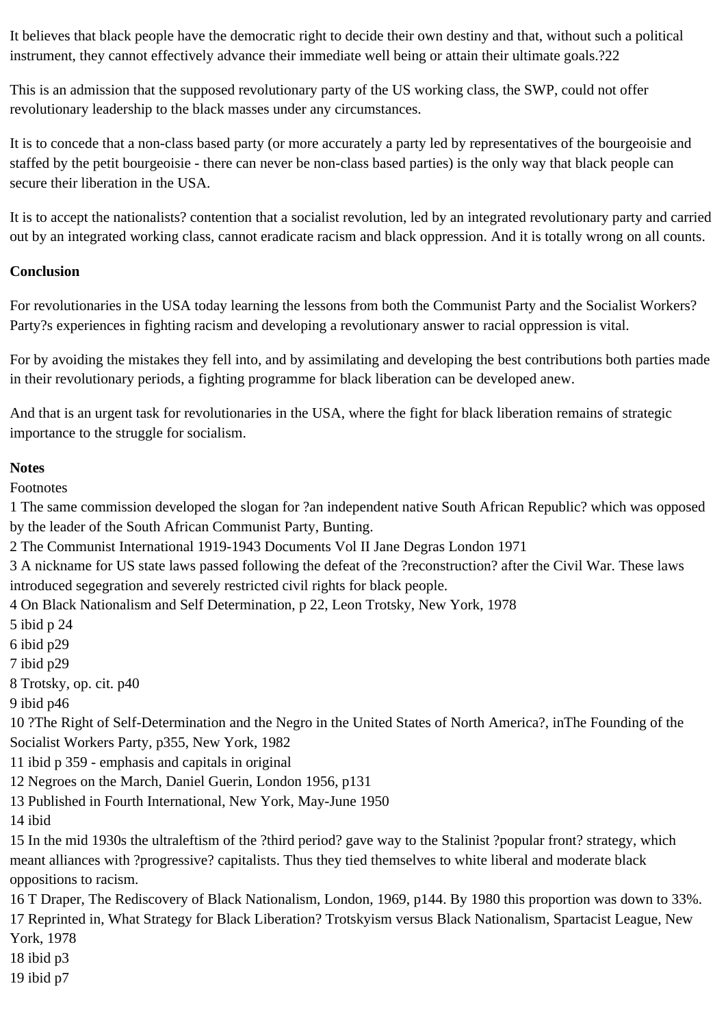It believes that black people have the democratic right to decide their own destiny and that, without such a political instrument, they cannot effectively advance their immediate well being or attain their ultimate goals.?22

This is an admission that the supposed revolutionary party of the US working class, the SWP, could not offer revolutionary leadership to the black masses under any circumstances.

It is to concede that a non-class based party (or more accurately a party led by representatives of the bourgeoisie and staffed by the petit bourgeoisie - there can never be non-class based parties) is the only way that black people can secure their liberation in the USA.

It is to accept the nationalists? contention that a socialist revolution, led by an integrated revolutionary party and carried out by an integrated working class, cannot eradicate racism and black oppression. And it is totally wrong on all counts.

**Conclusion**

For revolutionaries in the USA today learning the lessons from both the Communist Party and the Socialist Workers? Party?s experiences in fighting racism and developing a revolutionary answer to racial oppression is vital.

For by avoiding the mistakes they fell into, and by assimilating and developing the best contributions both parties made in their revolutionary periods, a fighting programme for black liberation can be developed anew.

And that is an urgent task for revolutionaries in the USA, where the fight for black liberation remains of strategic importance to the struggle for socialism.

**Notes**

Footnotes

1 The same commission developed the slogan for ?an independent native South African Republic? which was opposed by the leader of the South African Communist Party, Bunting.
2 The Communist International 1919-1943 Documents Vol II Jane Degras London 1971
3 A nickname for US state laws passed following the defeat of the ?reconstruction? after the Civil War. These laws introduced segegration and severely restricted civil rights for black people.
4 On Black Nationalism and Self Determination, p 22, Leon Trotsky, New York, 1978
5 ibid p 24
6 ibid p29
7 ibid p29
8 Trotsky, op. cit. p40
9 ibid p46
10 ?The Right of Self-Determination and the Negro in the United States of North America?, inThe Founding of the Socialist Workers Party, p355, New York, 1982
11 ibid p 359 - emphasis and capitals in original
12 Negroes on the March, Daniel Guerin, London 1956, p131
13 Published in Fourth International, New York, May-June 1950
14 ibid
15 In the mid 1930s the ultraleftism of the ?third period? gave way to the Stalinist ?popular front? strategy, which meant alliances with ?progressive? capitalists. Thus they tied themselves to white liberal and moderate black oppositions to racism.
16 T Draper, The Rediscovery of Black Nationalism, London, 1969, p144. By 1980 this proportion was down to 33%.
17 Reprinted in, What Strategy for Black Liberation? Trotskyism versus Black Nationalism, Spartacist League, New York, 1978
18 ibid p3
19 ibid p7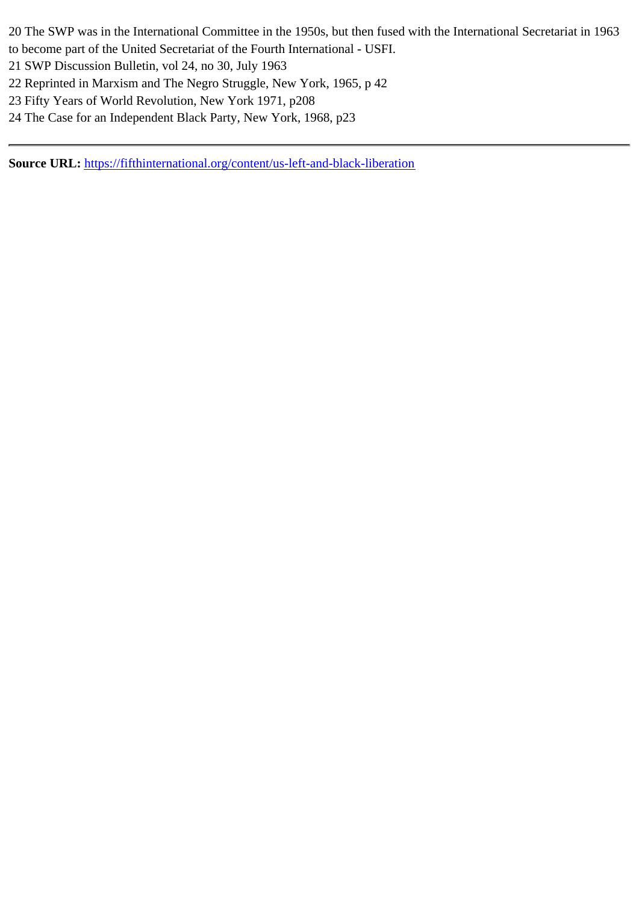20 The SWP was in the International Committee in the 1950s, but then fused with the International Secretariat in 1963 to become part of the United Secretariat of the Fourth International - USFI.
21 SWP Discussion Bulletin, vol 24, no 30, July 1963
22 Reprinted in Marxism and The Negro Struggle, New York, 1965, p 42
23 Fifty Years of World Revolution, New York 1971, p208
24 The Case for an Independent Black Party, New York, 1968, p23

---

**Source URL:** https://fifthinternational.org/content/us-left-and-black-liberation